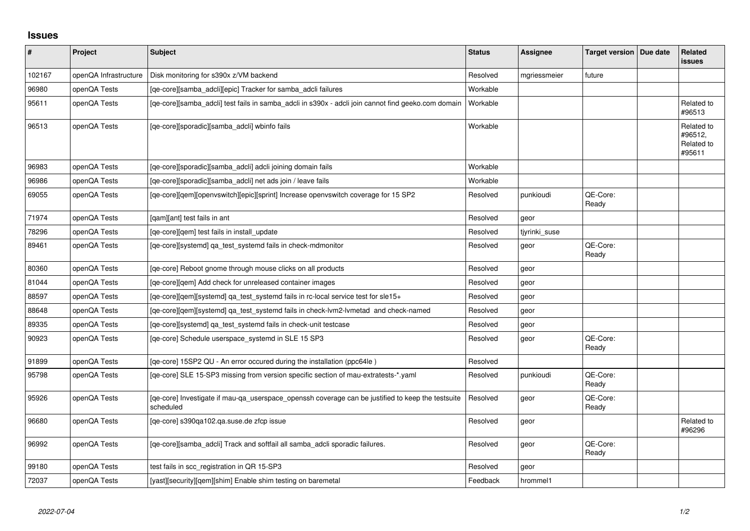## Issues

| # | Project | Subject | Status | Assignee | Target version | Due date | Related issues |
|---|---|---|---|---|---|---|---|
| 102167 | openQA Infrastructure | Disk monitoring for s390x z/VM backend | Resolved | mgriessmeier | future | | |
| 96980 | openQA Tests | [qe-core][samba_adcli][epic] Tracker for samba_adcli failures | Workable | | | | |
| 95611 | openQA Tests | [qe-core][samba_adcli] test fails in samba_adcli in s390x - adcli join cannot find geeko.com domain | Workable | | | | Related to #96513 |
| 96513 | openQA Tests | [qe-core][sporadic][samba_adcli] wbinfo fails | Workable | | | | Related to #96512, Related to #95611 |
| 96983 | openQA Tests | [qe-core][sporadic][samba_adcli] adcli joining domain fails | Workable | | | | |
| 96986 | openQA Tests | [qe-core][sporadic][samba_adcli] net ads join / leave fails | Workable | | | | |
| 69055 | openQA Tests | [qe-core][qem][openvswitch][epic][sprint] Increase openvswitch coverage for 15 SP2 | Resolved | punkioudi | QE-Core: Ready | | |
| 71974 | openQA Tests | [qam][ant] test fails in ant | Resolved | geor | | | |
| 78296 | openQA Tests | [qe-core][qem] test fails in install_update | Resolved | tjyrinki_suse | | | |
| 89461 | openQA Tests | [qe-core][systemd] qa_test_systemd fails in check-mdmonitor | Resolved | geor | QE-Core: Ready | | |
| 80360 | openQA Tests | [qe-core] Reboot gnome through mouse clicks on all products | Resolved | geor | | | |
| 81044 | openQA Tests | [qe-core][qem] Add check for unreleased container images | Resolved | geor | | | |
| 88597 | openQA Tests | [qe-core][qem][systemd] qa_test_systemd fails in rc-local service test for sle15+ | Resolved | geor | | | |
| 88648 | openQA Tests | [qe-core][qem][systemd] qa_test_systemd fails in check-lvm2-lvmetad and check-named | Resolved | geor | | | |
| 89335 | openQA Tests | [qe-core][systemd] qa_test_systemd fails in check-unit testcase | Resolved | geor | | | |
| 90923 | openQA Tests | [qe-core] Schedule userspace_systemd in SLE 15 SP3 | Resolved | geor | QE-Core: Ready | | |
| 91899 | openQA Tests | [qe-core] 15SP2 QU - An error occured during the installation (ppc64le ) | Resolved | | | | |
| 95798 | openQA Tests | [qe-core] SLE 15-SP3 missing from version specific section of mau-extratests-*.yaml | Resolved | punkioudi | QE-Core: Ready | | |
| 95926 | openQA Tests | [qe-core] Investigate if mau-qa_userspace_openssh coverage can be justified to keep the testsuite scheduled | Resolved | geor | QE-Core: Ready | | |
| 96680 | openQA Tests | [qe-core] s390qa102.qa.suse.de zfcp issue | Resolved | geor | | | Related to #96296 |
| 96992 | openQA Tests | [qe-core][samba_adcli] Track and softfail all samba_adcli sporadic failures. | Resolved | geor | QE-Core: Ready | | |
| 99180 | openQA Tests | test fails in scc_registration in QR 15-SP3 | Resolved | geor | | | |
| 72037 | openQA Tests | [yast][security][qem][shim] Enable shim testing on baremetal | Feedback | hrommel1 | | | |

*2022-07-04*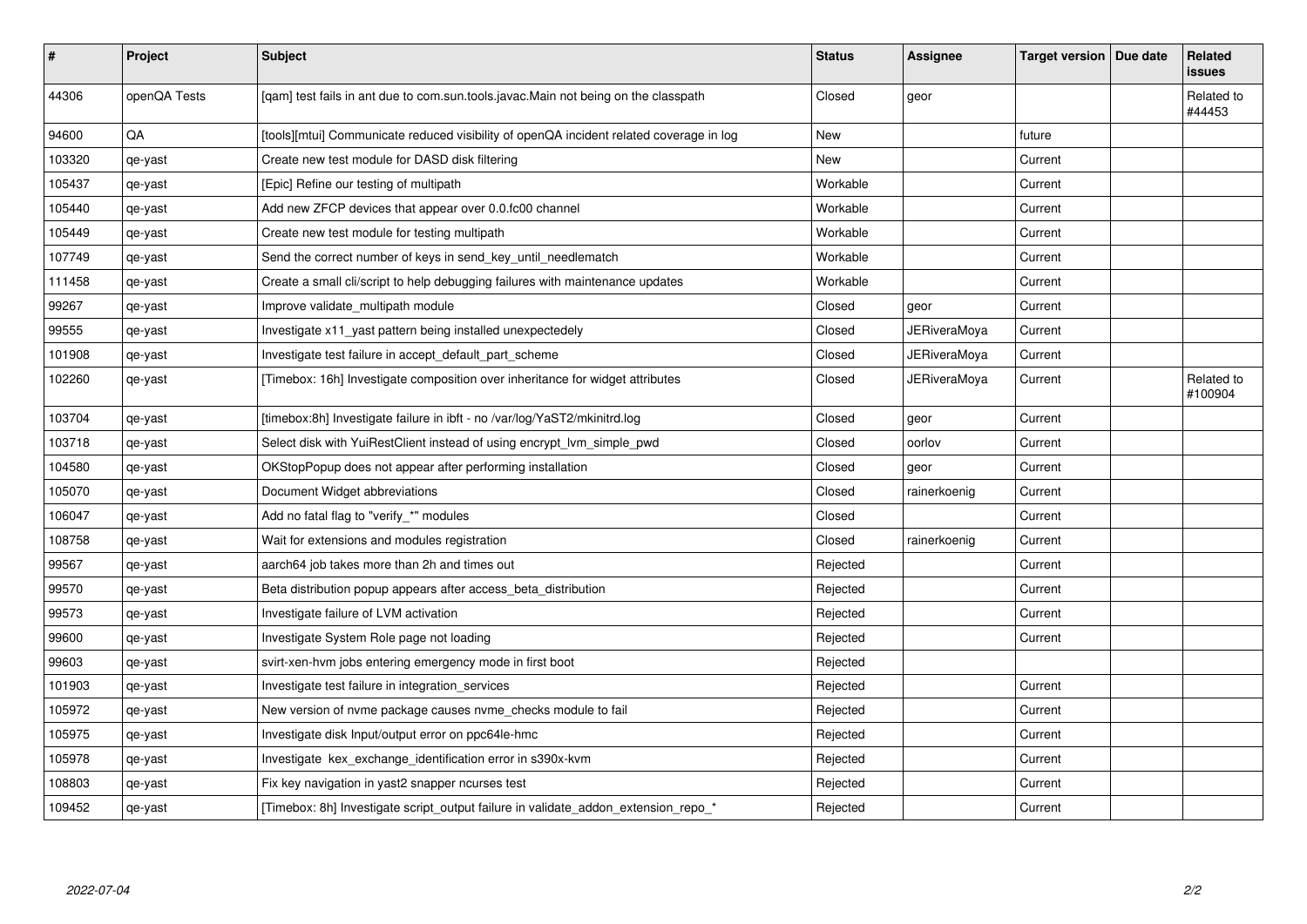| # | Project | Subject | Status | Assignee | Target version | Due date | Related issues |
|---|---|---|---|---|---|---|---|
| 44306 | openQA Tests | [qam] test fails in ant due to com.sun.tools.javac.Main not being on the classpath | Closed | geor | | | Related to #44453 |
| 94600 | QA | [tools][mtui] Communicate reduced visibility of openQA incident related coverage in log | New | | future | | |
| 103320 | qe-yast | Create new test module for DASD disk filtering | New | | Current | | |
| 105437 | qe-yast | [Epic] Refine our testing of multipath | Workable | | Current | | |
| 105440 | qe-yast | Add new ZFCP devices that appear over 0.0.fc00 channel | Workable | | Current | | |
| 105449 | qe-yast | Create new test module for testing multipath | Workable | | Current | | |
| 107749 | qe-yast | Send the correct number of keys in send_key_until_needlematch | Workable | | Current | | |
| 111458 | qe-yast | Create a small cli/script to help debugging failures with maintenance updates | Workable | | Current | | |
| 99267 | qe-yast | Improve validate_multipath module | Closed | geor | Current | | |
| 99555 | qe-yast | Investigate x11_yast pattern being installed unexpectedely | Closed | JERiveraMoya | Current | | |
| 101908 | qe-yast | Investigate test failure in accept_default_part_scheme | Closed | JERiveraMoya | Current | | |
| 102260 | qe-yast | [Timebox: 16h] Investigate composition over inheritance for widget attributes | Closed | JERiveraMoya | Current | | Related to #100904 |
| 103704 | qe-yast | [timebox:8h] Investigate failure in ibft - no /var/log/YaST2/mkinitrd.log | Closed | geor | Current | | |
| 103718 | qe-yast | Select disk with YuiRestClient instead of using encrypt_lvm_simple_pwd | Closed | oorlov | Current | | |
| 104580 | qe-yast | OKStopPopup does not appear after performing installation | Closed | geor | Current | | |
| 105070 | qe-yast | Document Widget abbreviations | Closed | rainerkoenig | Current | | |
| 106047 | qe-yast | Add no fatal flag to "verify_*" modules | Closed | | Current | | |
| 108758 | qe-yast | Wait for extensions and modules registration | Closed | rainerkoenig | Current | | |
| 99567 | qe-yast | aarch64 job takes more than 2h and times out | Rejected | | Current | | |
| 99570 | qe-yast | Beta distribution popup appears after access_beta_distribution | Rejected | | Current | | |
| 99573 | qe-yast | Investigate failure of LVM activation | Rejected | | Current | | |
| 99600 | qe-yast | Investigate System Role page not loading | Rejected | | Current | | |
| 99603 | qe-yast | svirt-xen-hvm jobs entering emergency mode in first boot | Rejected | | | | |
| 101903 | qe-yast | Investigate test failure in integration_services | Rejected | | Current | | |
| 105972 | qe-yast | New version of nvme package causes nvme_checks module to fail | Rejected | | Current | | |
| 105975 | qe-yast | Investigate disk Input/output error on ppc64le-hmc | Rejected | | Current | | |
| 105978 | qe-yast | Investigate kex_exchange_identification error in s390x-kvm | Rejected | | Current | | |
| 108803 | qe-yast | Fix key navigation in yast2 snapper ncurses test | Rejected | | Current | | |
| 109452 | qe-yast | [Timebox: 8h] Investigate script_output failure in validate_addon_extension_repo_* | Rejected | | Current | | |